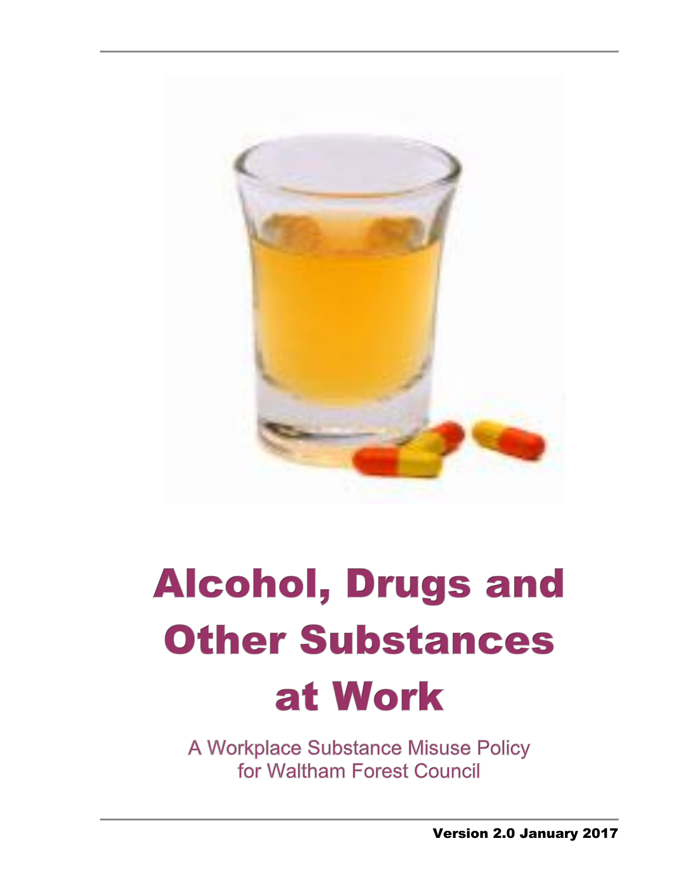# Alcohol, Drugs and Other Substances at Work

A Workplace Substance Misuse Policy for Waltham Forest Council

**Version 2.0 January 2017**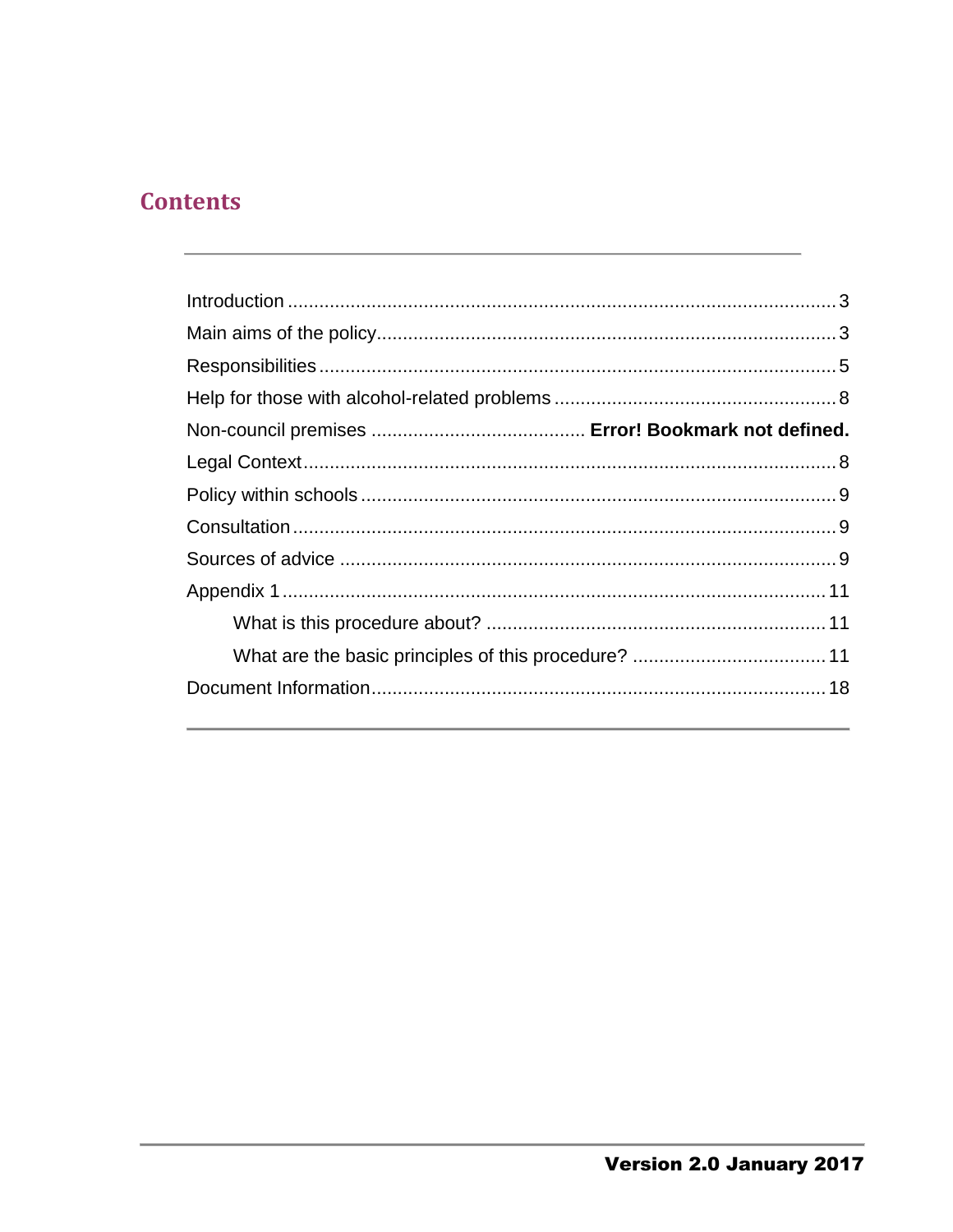# Contents

| | |
|---|---|
| Introduction | 3 |
| Main aims of the policy | 3 |
| Responsibilities | 5 |
| Help for those with alcohol-related problems | 8 |
| Non-council premises | **Error! Bookmark not defined.** |
| Legal Context | 8 |
| Policy within schools | 9 |
| Consultation | 9 |
| Sources of advice | 9 |
| Appendix 1 | 11 |
| What is this procedure about? | 11 |
| What are the basic principles of this procedure? | 11 |
| Document Information | 18 |

**Version 2.0 January 2017**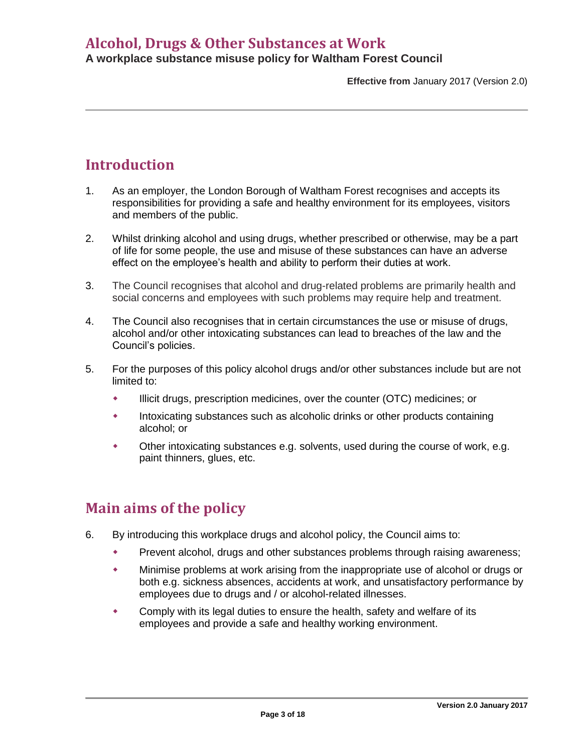# Alcohol, Drugs & Other Substances at Work

**A workplace substance misuse policy for Waltham Forest Council**

**Effective from** January 2017 (Version 2.0)

## Introduction

1. As an employer, the London Borough of Waltham Forest recognises and accepts its responsibilities for providing a safe and healthy environment for its employees, visitors and members of the public.

2. Whilst drinking alcohol and using drugs, whether prescribed or otherwise, may be a part of life for some people, the use and misuse of these substances can have an adverse effect on the employee's health and ability to perform their duties at work.

3. The Council recognises that alcohol and drug-related problems are primarily health and social concerns and employees with such problems may require help and treatment.

4. The Council also recognises that in certain circumstances the use or misuse of drugs, alcohol and/or other intoxicating substances can lead to breaches of the law and the Council's policies.

5. For the purposes of this policy alcohol drugs and/or other substances include but are not limited to:
   - Illicit drugs, prescription medicines, over the counter (OTC) medicines; or
   - Intoxicating substances such as alcoholic drinks or other products containing alcohol; or
   - Other intoxicating substances e.g. solvents, used during the course of work, e.g. paint thinners, glues, etc.

## Main aims of the policy

6. By introducing this workplace drugs and alcohol policy, the Council aims to:
   - Prevent alcohol, drugs and other substances problems through raising awareness;
   - Minimise problems at work arising from the inappropriate use of alcohol or drugs or both e.g. sickness absences, accidents at work, and unsatisfactory performance by employees due to drugs and / or alcohol-related illnesses.
   - Comply with its legal duties to ensure the health, safety and welfare of its employees and provide a safe and healthy working environment.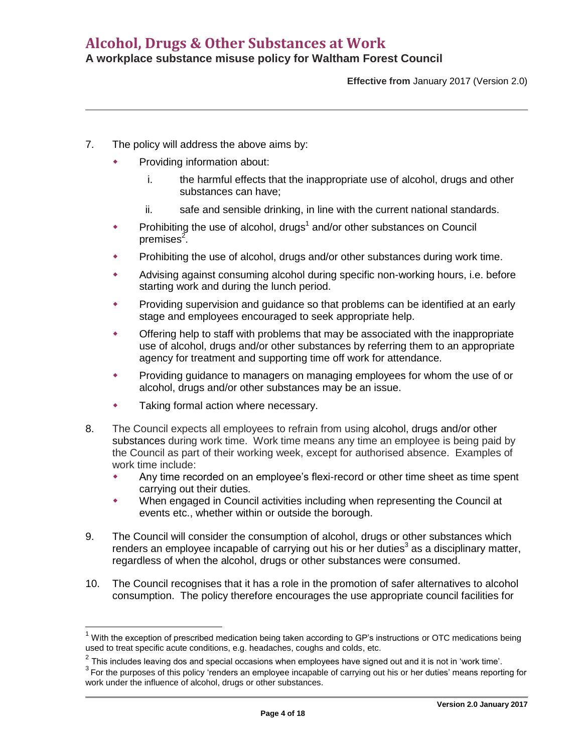7. The policy will address the above aims by:
   - Providing information about:
     i. the harmful effects that the inappropriate use of alcohol, drugs and other substances can have;
     ii. safe and sensible drinking, in line with the current national standards.
   - Prohibiting the use of alcohol, drugs[1] and/or other substances on Council premises[2].
   - Prohibiting the use of alcohol, drugs and/or other substances during work time.
   - Advising against consuming alcohol during specific non-working hours, i.e. before starting work and during the lunch period.
   - Providing supervision and guidance so that problems can be identified at an early stage and employees encouraged to seek appropriate help.
   - Offering help to staff with problems that may be associated with the inappropriate use of alcohol, drugs and/or other substances by referring them to an appropriate agency for treatment and supporting time off work for attendance.
   - Providing guidance to managers on managing employees for whom the use of or alcohol, drugs and/or other substances may be an issue.
   - Taking formal action where necessary.

8. The Council expects all employees to refrain from using alcohol, drugs and/or other substances during work time. Work time means any time an employee is being paid by the Council as part of their working week, except for authorised absence. Examples of work time include:
   - Any time recorded on an employee's flexi-record or other time sheet as time spent carrying out their duties.
   - When engaged in Council activities including when representing the Council at events etc., whether within or outside the borough.

9. The Council will consider the consumption of alcohol, drugs or other substances which renders an employee incapable of carrying out his or her duties[3] as a disciplinary matter, regardless of when the alcohol, drugs or other substances were consumed.

10. The Council recognises that it has a role in the promotion of safer alternatives to alcohol consumption. The policy therefore encourages the use appropriate council facilities for

---

[1] With the exception of prescribed medication being taken according to GP's instructions or OTC medications being used to treat specific acute conditions, e.g. headaches, coughs and colds, etc.

[2] This includes leaving dos and special occasions when employees have signed out and it is not in 'work time'.

[3] For the purposes of this policy 'renders an employee incapable of carrying out his or her duties' means reporting for work under the influence of alcohol, drugs or other substances.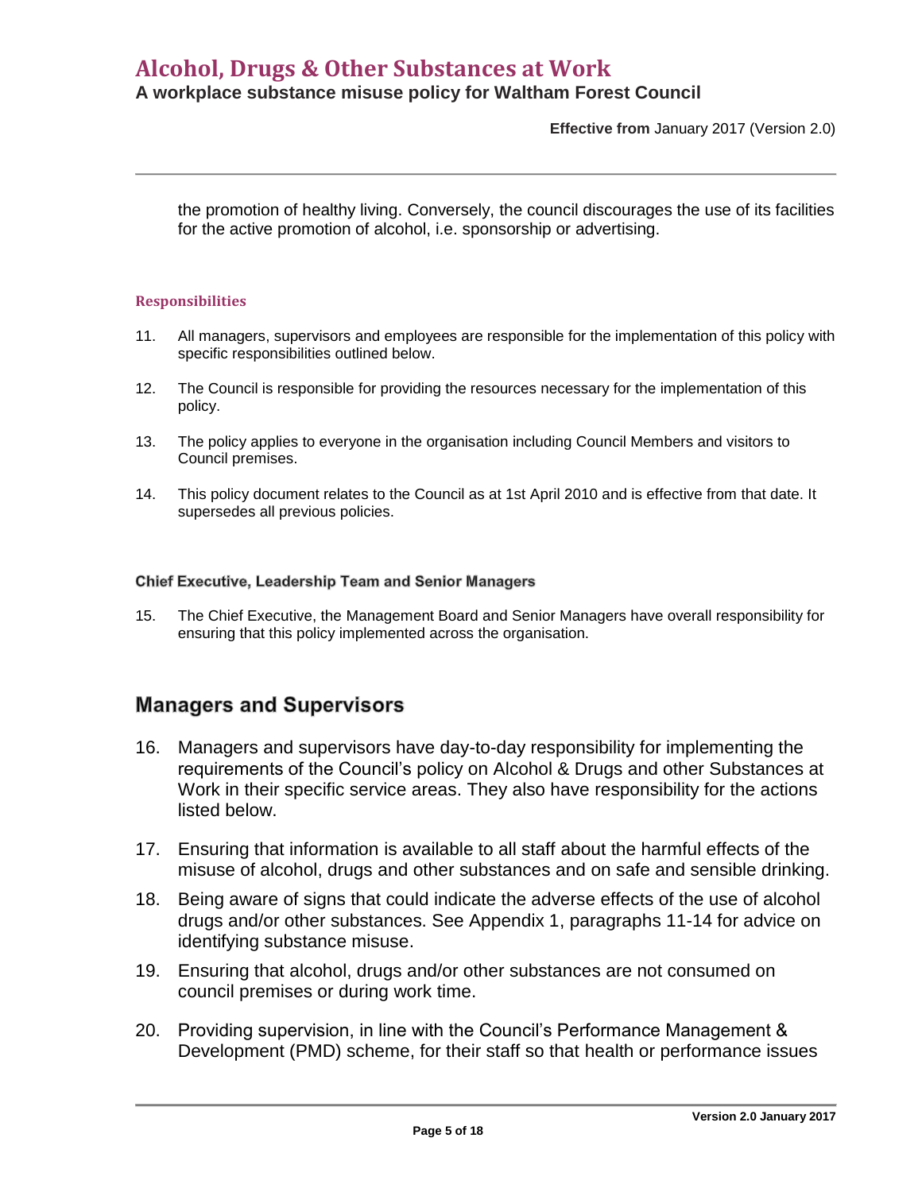the promotion of healthy living. Conversely, the council discourages the use of its facilities for the active promotion of alcohol, i.e. sponsorship or advertising.

### Responsibilities

11. All managers, supervisors and employees are responsible for the implementation of this policy with specific responsibilities outlined below.

12. The Council is responsible for providing the resources necessary for the implementation of this policy.

13. The policy applies to everyone in the organisation including Council Members and visitors to Council premises.

14. This policy document relates to the Council as at 1st April 2010 and is effective from that date. It supersedes all previous policies.

### Chief Executive, Leadership Team and Senior Managers

15. The Chief Executive, the Management Board and Senior Managers have overall responsibility for ensuring that this policy implemented across the organisation.

## Managers and Supervisors

16. Managers and supervisors have day-to-day responsibility for implementing the requirements of the Council's policy on Alcohol & Drugs and other Substances at Work in their specific service areas. They also have responsibility for the actions listed below.

17. Ensuring that information is available to all staff about the harmful effects of the misuse of alcohol, drugs and other substances and on safe and sensible drinking.

18. Being aware of signs that could indicate the adverse effects of the use of alcohol drugs and/or other substances. See Appendix 1, paragraphs 11-14 for advice on identifying substance misuse.

19. Ensuring that alcohol, drugs and/or other substances are not consumed on council premises or during work time.

20. Providing supervision, in line with the Council's Performance Management & Development (PMD) scheme, for their staff so that health or performance issues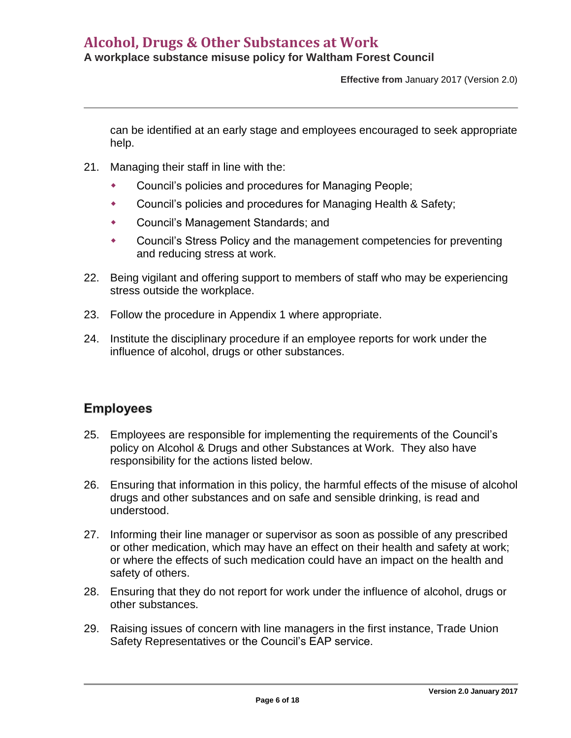can be identified at an early stage and employees encouraged to seek appropriate help.

21. Managing their staff in line with the:
    - Council's policies and procedures for Managing People;
    - Council's policies and procedures for Managing Health & Safety;
    - Council's Management Standards; and
    - Council's Stress Policy and the management competencies for preventing and reducing stress at work.

22. Being vigilant and offering support to members of staff who may be experiencing stress outside the workplace.

23. Follow the procedure in Appendix 1 where appropriate.

24. Institute the disciplinary procedure if an employee reports for work under the influence of alcohol, drugs or other substances.

## Employees

25. Employees are responsible for implementing the requirements of the Council's policy on Alcohol & Drugs and other Substances at Work. They also have responsibility for the actions listed below.

26. Ensuring that information in this policy, the harmful effects of the misuse of alcohol drugs and other substances and on safe and sensible drinking, is read and understood.

27. Informing their line manager or supervisor as soon as possible of any prescribed or other medication, which may have an effect on their health and safety at work; or where the effects of such medication could have an impact on the health and safety of others.

28. Ensuring that they do not report for work under the influence of alcohol, drugs or other substances.

29. Raising issues of concern with line managers in the first instance, Trade Union Safety Representatives or the Council's EAP service.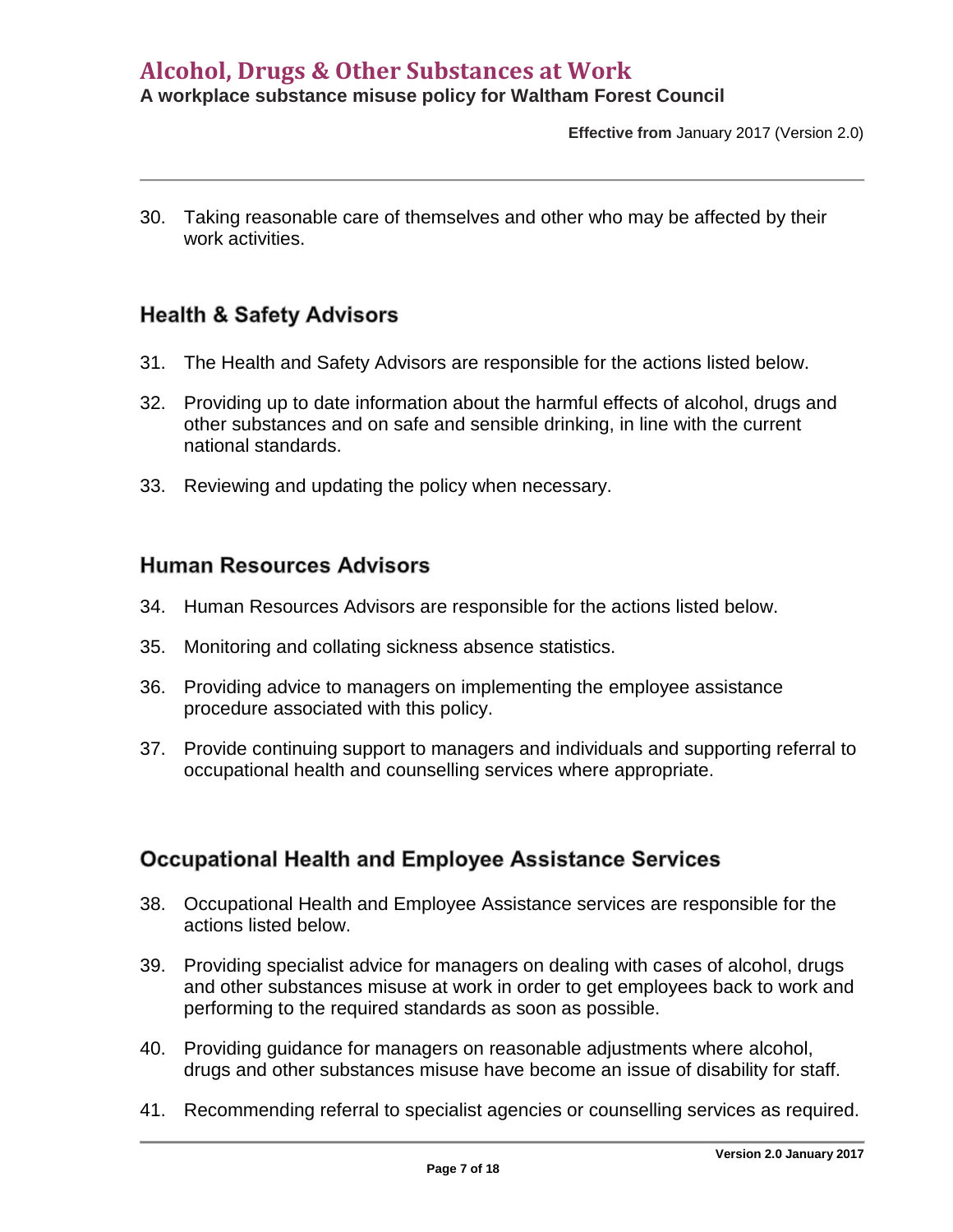30. Taking reasonable care of themselves and other who may be affected by their work activities.

## Health & Safety Advisors

31. The Health and Safety Advisors are responsible for the actions listed below.

32. Providing up to date information about the harmful effects of alcohol, drugs and other substances and on safe and sensible drinking, in line with the current national standards.

33. Reviewing and updating the policy when necessary.

## Human Resources Advisors

34. Human Resources Advisors are responsible for the actions listed below.

35. Monitoring and collating sickness absence statistics.

36. Providing advice to managers on implementing the employee assistance procedure associated with this policy.

37. Provide continuing support to managers and individuals and supporting referral to occupational health and counselling services where appropriate.

## Occupational Health and Employee Assistance Services

38. Occupational Health and Employee Assistance services are responsible for the actions listed below.

39. Providing specialist advice for managers on dealing with cases of alcohol, drugs and other substances misuse at work in order to get employees back to work and performing to the required standards as soon as possible.

40. Providing guidance for managers on reasonable adjustments where alcohol, drugs and other substances misuse have become an issue of disability for staff.

41. Recommending referral to specialist agencies or counselling services as required.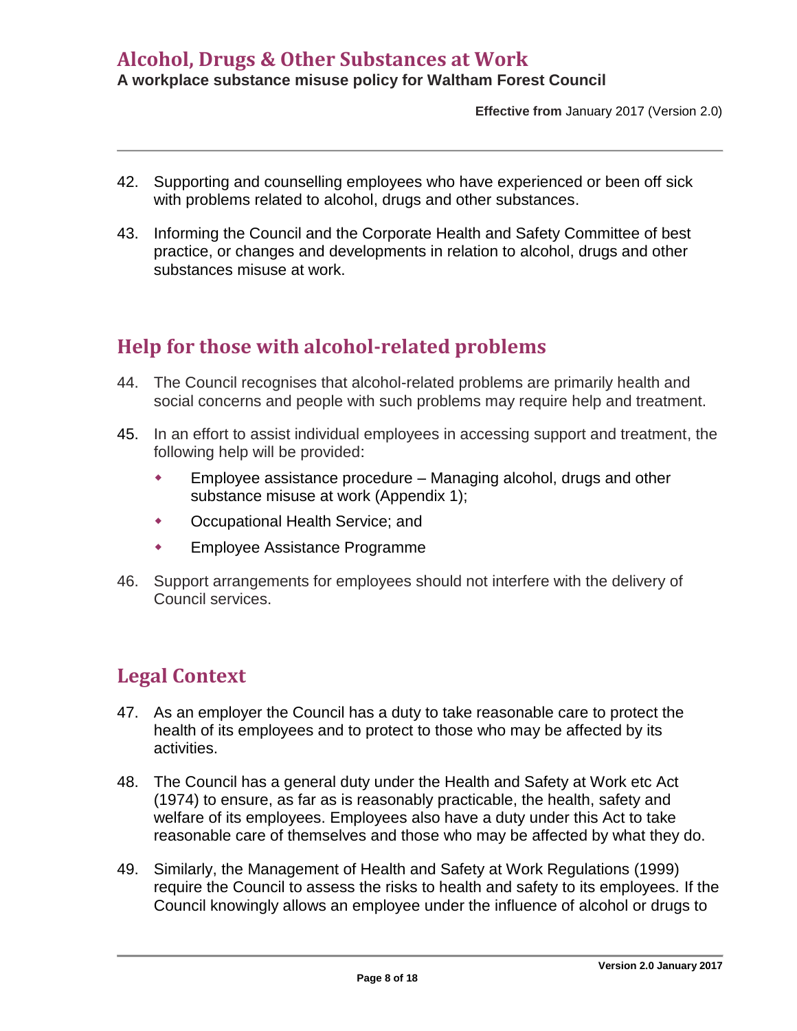42. Supporting and counselling employees who have experienced or been off sick with problems related to alcohol, drugs and other substances.

43. Informing the Council and the Corporate Health and Safety Committee of best practice, or changes and developments in relation to alcohol, drugs and other substances misuse at work.

## Help for those with alcohol-related problems

44. The Council recognises that alcohol-related problems are primarily health and social concerns and people with such problems may require help and treatment.

45. In an effort to assist individual employees in accessing support and treatment, the following help will be provided:

    - Employee assistance procedure – Managing alcohol, drugs and other substance misuse at work (Appendix 1);
    - Occupational Health Service; and
    - Employee Assistance Programme

46. Support arrangements for employees should not interfere with the delivery of Council services.

## Legal Context

47. As an employer the Council has a duty to take reasonable care to protect the health of its employees and to protect to those who may be affected by its activities.

48. The Council has a general duty under the Health and Safety at Work etc Act (1974) to ensure, as far as is reasonably practicable, the health, safety and welfare of its employees. Employees also have a duty under this Act to take reasonable care of themselves and those who may be affected by what they do.

49. Similarly, the Management of Health and Safety at Work Regulations (1999) require the Council to assess the risks to health and safety to its employees. If the Council knowingly allows an employee under the influence of alcohol or drugs to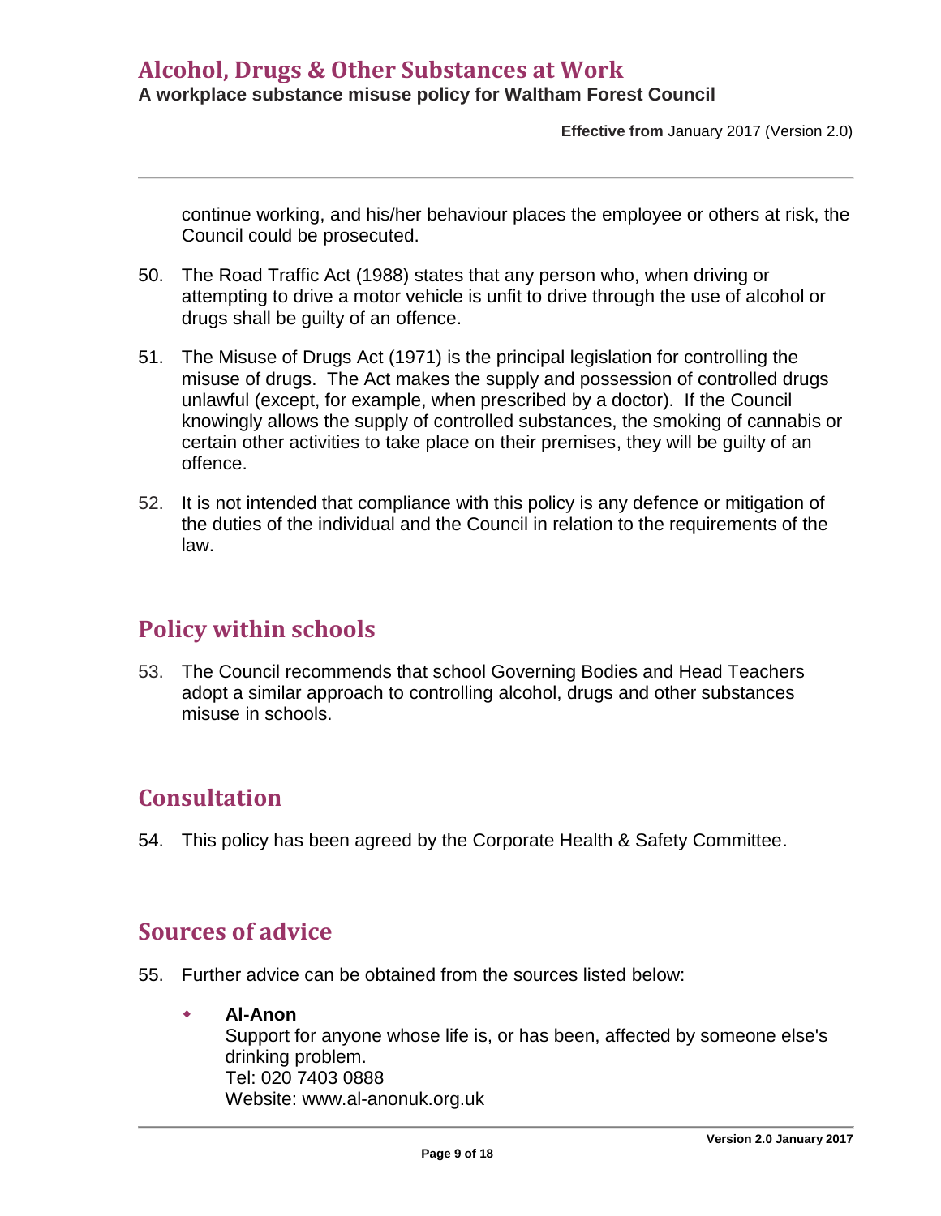continue working, and his/her behaviour places the employee or others at risk, the Council could be prosecuted.

50. The Road Traffic Act (1988) states that any person who, when driving or attempting to drive a motor vehicle is unfit to drive through the use of alcohol or drugs shall be guilty of an offence.

51. The Misuse of Drugs Act (1971) is the principal legislation for controlling the misuse of drugs. The Act makes the supply and possession of controlled drugs unlawful (except, for example, when prescribed by a doctor). If the Council knowingly allows the supply of controlled substances, the smoking of cannabis or certain other activities to take place on their premises, they will be guilty of an offence.

52. It is not intended that compliance with this policy is any defence or mitigation of the duties of the individual and the Council in relation to the requirements of the law.

## Policy within schools

53. The Council recommends that school Governing Bodies and Head Teachers adopt a similar approach to controlling alcohol, drugs and other substances misuse in schools.

## Consultation

54. This policy has been agreed by the Corporate Health & Safety Committee.

## Sources of advice

55. Further advice can be obtained from the sources listed below:

- **Al-Anon**
  Support for anyone whose life is, or has been, affected by someone else's drinking problem.
  Tel: 020 7403 0888
  Website: www.al-anonuk.org.uk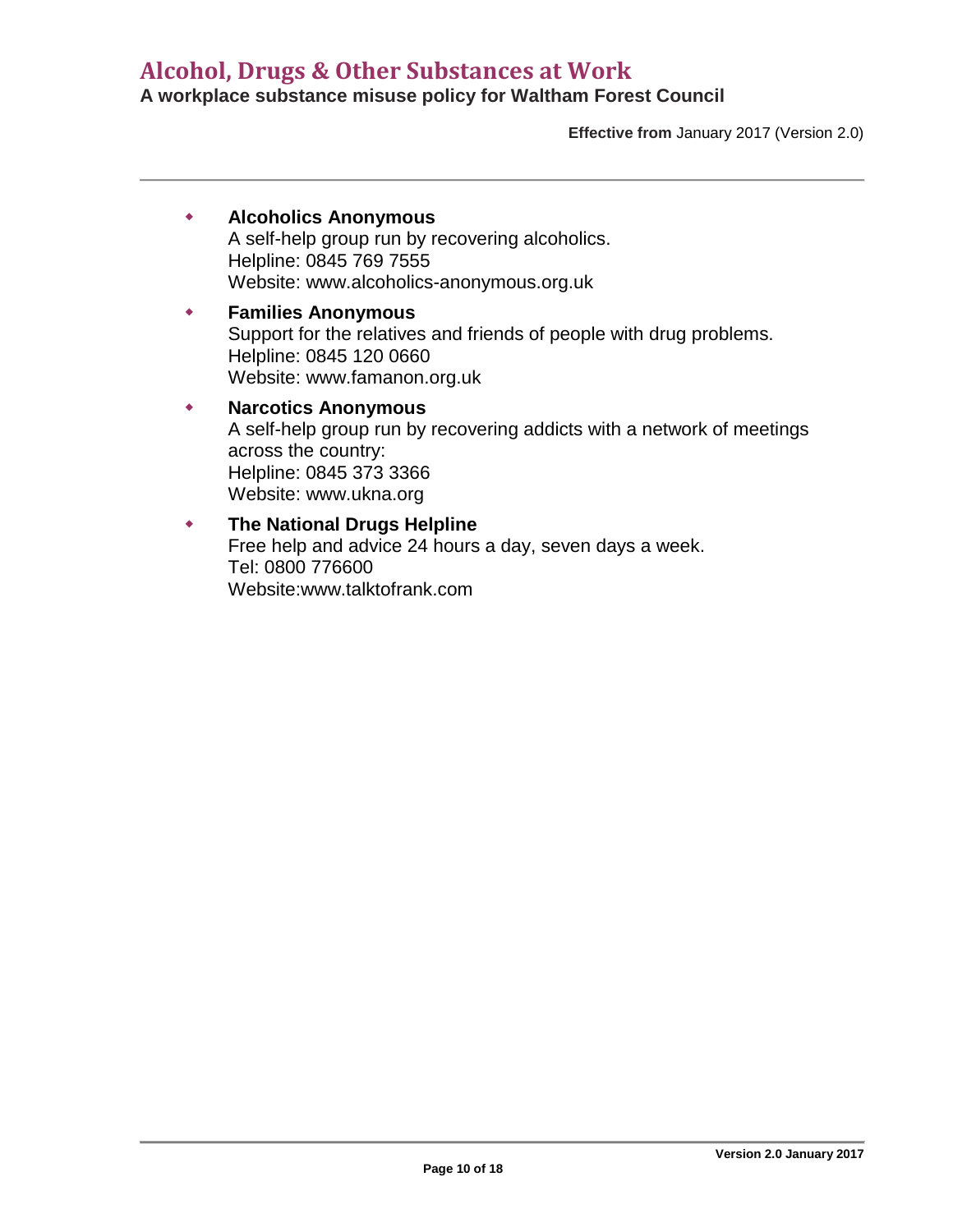- **Alcoholics Anonymous**
  A self-help group run by recovering alcoholics.
  Helpline: 0845 769 7555
  Website: www.alcoholics-anonymous.org.uk

- **Families Anonymous**
  Support for the relatives and friends of people with drug problems.
  Helpline: 0845 120 0660
  Website: www.famanon.org.uk

- **Narcotics Anonymous**
  A self-help group run by recovering addicts with a network of meetings across the country:
  Helpline: 0845 373 3366
  Website: www.ukna.org

- **The National Drugs Helpline**
  Free help and advice 24 hours a day, seven days a week.
  Tel: 0800 776600
  Website:www.talktofrank.com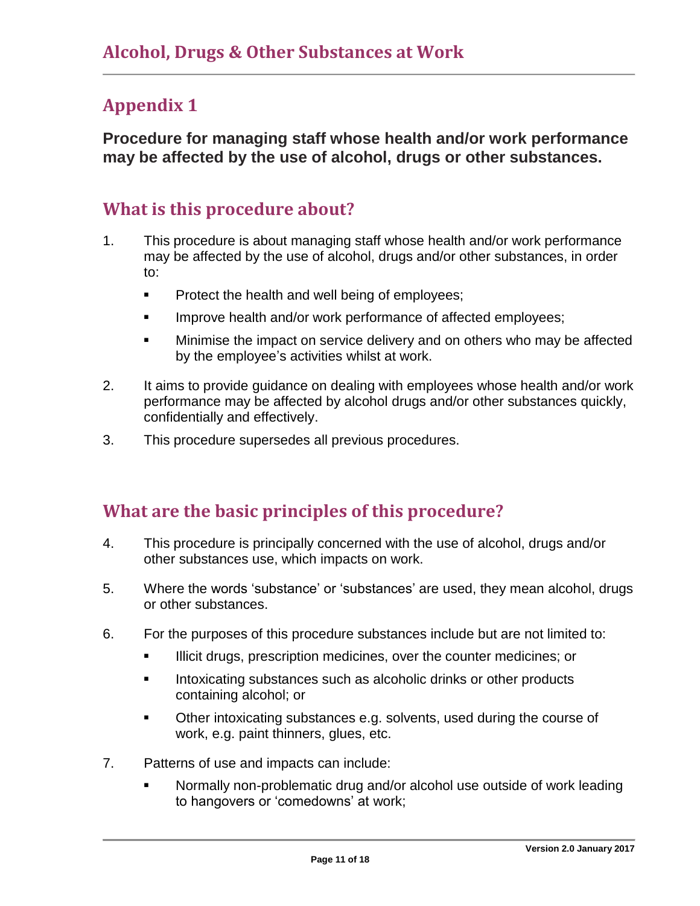## Appendix 1

**Procedure for managing staff whose health and/or work performance may be affected by the use of alcohol, drugs or other substances.**

## What is this procedure about?

1. This procedure is about managing staff whose health and/or work performance may be affected by the use of alcohol, drugs and/or other substances, in order to:
   - Protect the health and well being of employees;
   - Improve health and/or work performance of affected employees;
   - Minimise the impact on service delivery and on others who may be affected by the employee's activities whilst at work.
2. It aims to provide guidance on dealing with employees whose health and/or work performance may be affected by alcohol drugs and/or other substances quickly, confidentially and effectively.
3. This procedure supersedes all previous procedures.

## What are the basic principles of this procedure?

4. This procedure is principally concerned with the use of alcohol, drugs and/or other substances use, which impacts on work.
5. Where the words 'substance' or 'substances' are used, they mean alcohol, drugs or other substances.
6. For the purposes of this procedure substances include but are not limited to:
   - Illicit drugs, prescription medicines, over the counter medicines; or
   - Intoxicating substances such as alcoholic drinks or other products containing alcohol; or
   - Other intoxicating substances e.g. solvents, used during the course of work, e.g. paint thinners, glues, etc.
7. Patterns of use and impacts can include:
   - Normally non-problematic drug and/or alcohol use outside of work leading to hangovers or 'comedowns' at work;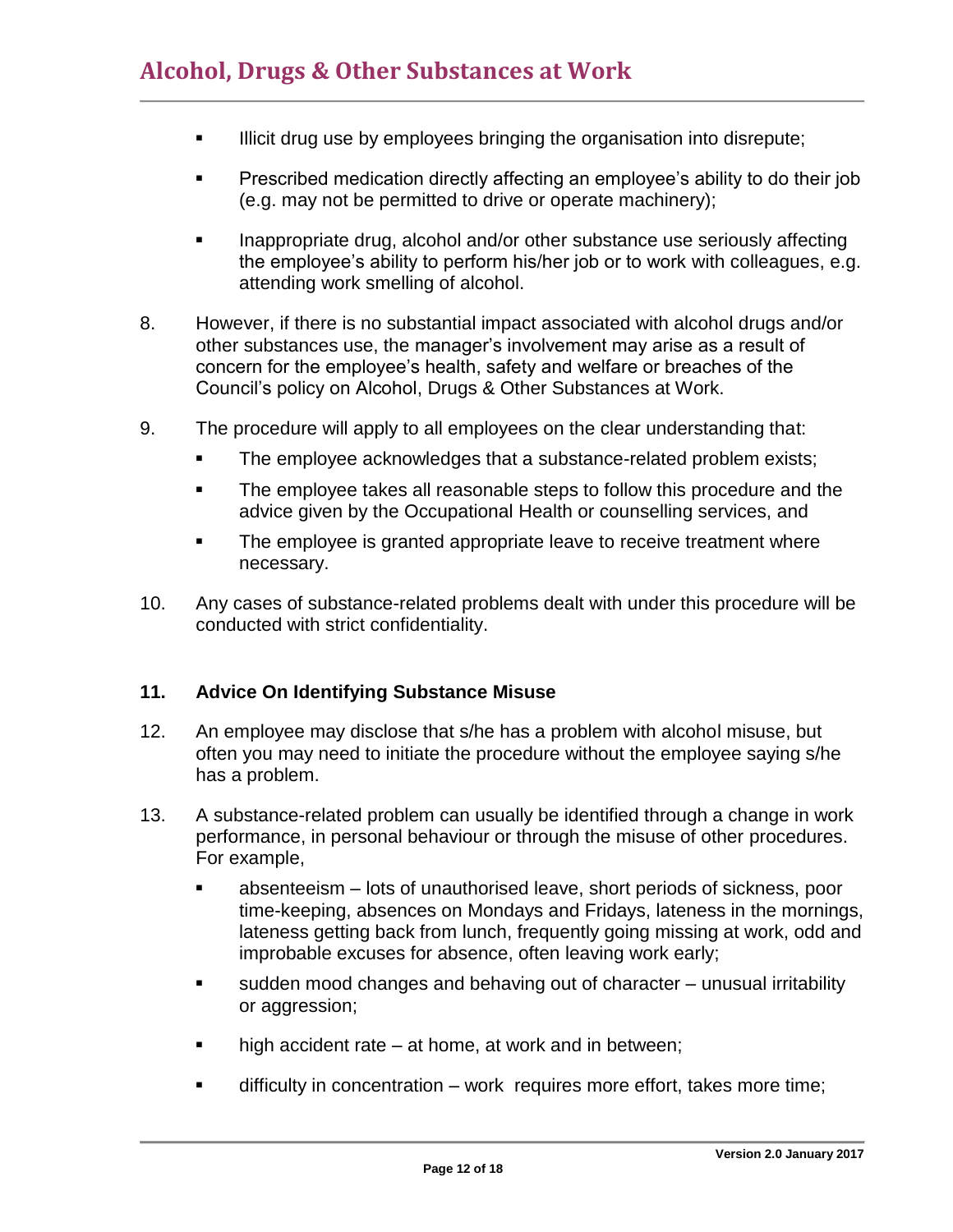- Illicit drug use by employees bringing the organisation into disrepute;
- Prescribed medication directly affecting an employee's ability to do their job (e.g. may not be permitted to drive or operate machinery);
- Inappropriate drug, alcohol and/or other substance use seriously affecting the employee's ability to perform his/her job or to work with colleagues, e.g. attending work smelling of alcohol.

8. However, if there is no substantial impact associated with alcohol drugs and/or other substances use, the manager's involvement may arise as a result of concern for the employee's health, safety and welfare or breaches of the Council's policy on Alcohol, Drugs & Other Substances at Work.

9. The procedure will apply to all employees on the clear understanding that:
   - The employee acknowledges that a substance-related problem exists;
   - The employee takes all reasonable steps to follow this procedure and the advice given by the Occupational Health or counselling services, and
   - The employee is granted appropriate leave to receive treatment where necessary.

10. Any cases of substance-related problems dealt with under this procedure will be conducted with strict confidentiality.

**11. Advice On Identifying Substance Misuse**

12. An employee may disclose that s/he has a problem with alcohol misuse, but often you may need to initiate the procedure without the employee saying s/he has a problem.

13. A substance-related problem can usually be identified through a change in work performance, in personal behaviour or through the misuse of other procedures. For example,
   - absenteeism – lots of unauthorised leave, short periods of sickness, poor time-keeping, absences on Mondays and Fridays, lateness in the mornings, lateness getting back from lunch, frequently going missing at work, odd and improbable excuses for absence, often leaving work early;
   - sudden mood changes and behaving out of character – unusual irritability or aggression;
   - high accident rate – at home, at work and in between;
   - difficulty in concentration – work requires more effort, takes more time;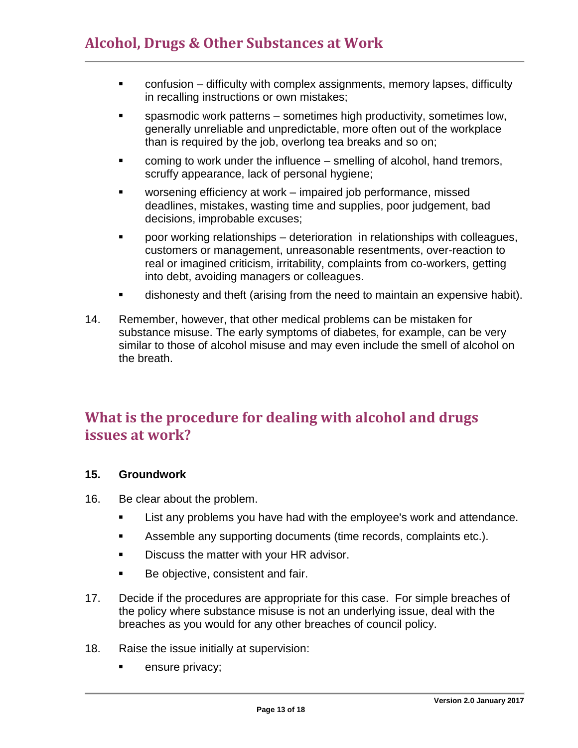- confusion – difficulty with complex assignments, memory lapses, difficulty in recalling instructions or own mistakes;
- spasmodic work patterns – sometimes high productivity, sometimes low, generally unreliable and unpredictable, more often out of the workplace than is required by the job, overlong tea breaks and so on;
- coming to work under the influence – smelling of alcohol, hand tremors, scruffy appearance, lack of personal hygiene;
- worsening efficiency at work – impaired job performance, missed deadlines, mistakes, wasting time and supplies, poor judgement, bad decisions, improbable excuses;
- poor working relationships – deterioration in relationships with colleagues, customers or management, unreasonable resentments, over-reaction to real or imagined criticism, irritability, complaints from co-workers, getting into debt, avoiding managers or colleagues.
- dishonesty and theft (arising from the need to maintain an expensive habit).

14. Remember, however, that other medical problems can be mistaken for substance misuse. The early symptoms of diabetes, for example, can be very similar to those of alcohol misuse and may even include the smell of alcohol on the breath.

## What is the procedure for dealing with alcohol and drugs issues at work?

**15. Groundwork**

16. Be clear about the problem.
    - List any problems you have had with the employee's work and attendance.
    - Assemble any supporting documents (time records, complaints etc.).
    - Discuss the matter with your HR advisor.
    - Be objective, consistent and fair.

17. Decide if the procedures are appropriate for this case. For simple breaches of the policy where substance misuse is not an underlying issue, deal with the breaches as you would for any other breaches of council policy.

18. Raise the issue initially at supervision:
    - ensure privacy;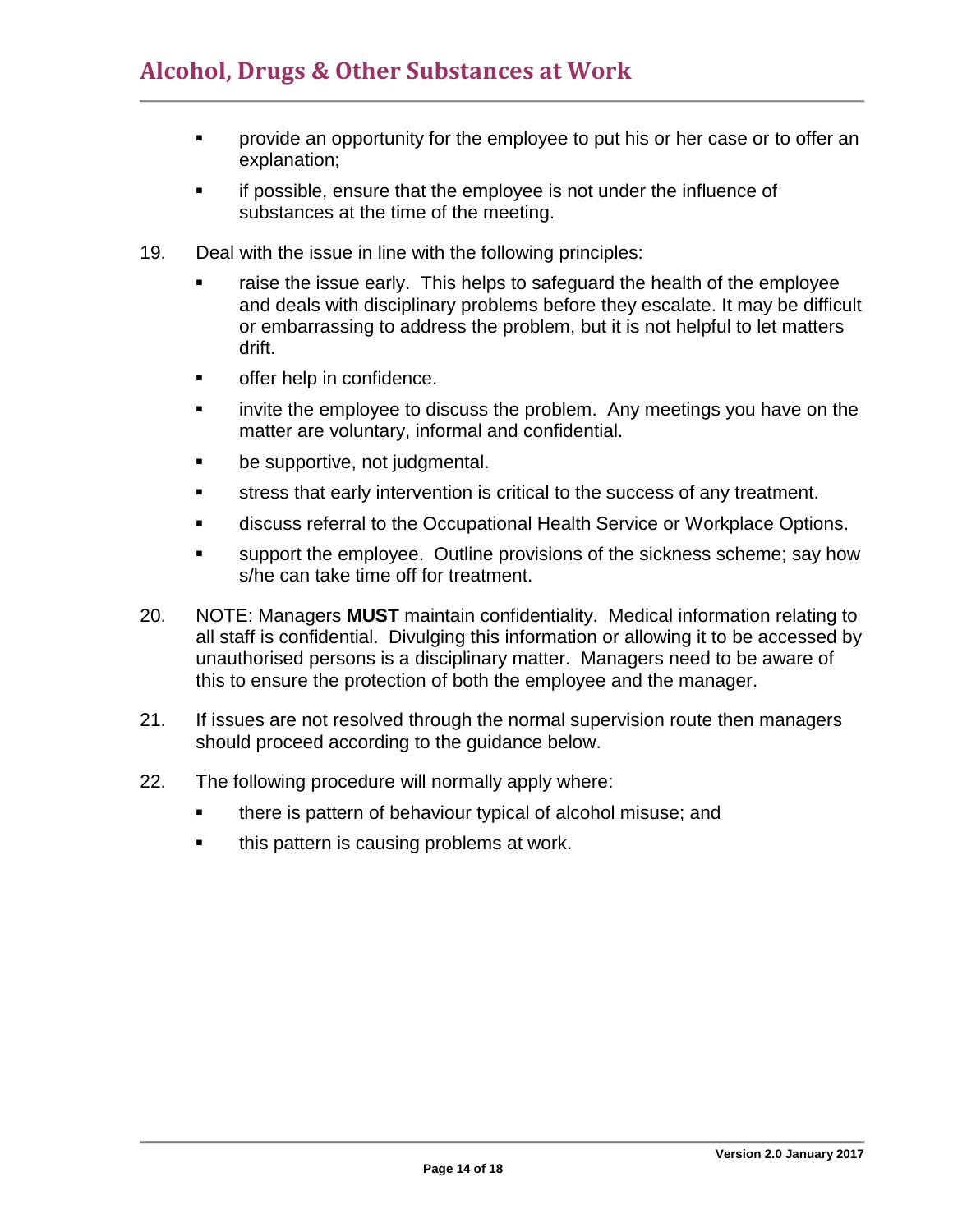- provide an opportunity for the employee to put his or her case or to offer an explanation;
- if possible, ensure that the employee is not under the influence of substances at the time of the meeting.

19. Deal with the issue in line with the following principles:

    - raise the issue early. This helps to safeguard the health of the employee and deals with disciplinary problems before they escalate. It may be difficult or embarrassing to address the problem, but it is not helpful to let matters drift.
    - offer help in confidence.
    - invite the employee to discuss the problem. Any meetings you have on the matter are voluntary, informal and confidential.
    - be supportive, not judgmental.
    - stress that early intervention is critical to the success of any treatment.
    - discuss referral to the Occupational Health Service or Workplace Options.
    - support the employee. Outline provisions of the sickness scheme; say how s/he can take time off for treatment.

20. NOTE: Managers **MUST** maintain confidentiality. Medical information relating to all staff is confidential. Divulging this information or allowing it to be accessed by unauthorised persons is a disciplinary matter. Managers need to be aware of this to ensure the protection of both the employee and the manager.

21. If issues are not resolved through the normal supervision route then managers should proceed according to the guidance below.

22. The following procedure will normally apply where:

    - there is pattern of behaviour typical of alcohol misuse; and
    - this pattern is causing problems at work.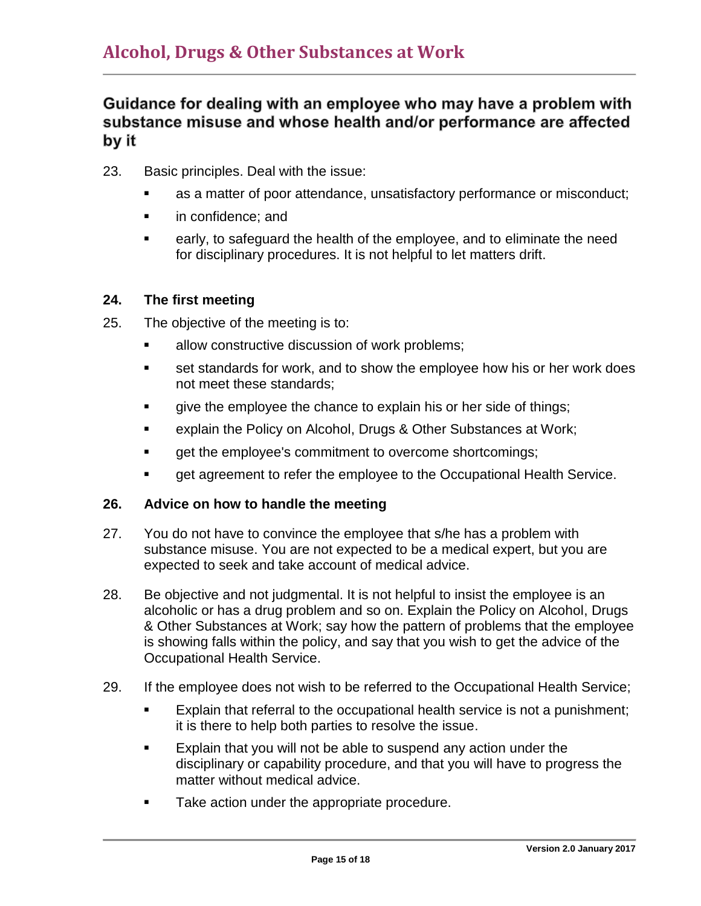## Guidance for dealing with an employee who may have a problem with substance misuse and whose health and/or performance are affected by it

23. Basic principles. Deal with the issue:
    - as a matter of poor attendance, unsatisfactory performance or misconduct;
    - in confidence; and
    - early, to safeguard the health of the employee, and to eliminate the need for disciplinary procedures. It is not helpful to let matters drift.

**24. The first meeting**

25. The objective of the meeting is to:
    - allow constructive discussion of work problems;
    - set standards for work, and to show the employee how his or her work does not meet these standards;
    - give the employee the chance to explain his or her side of things;
    - explain the Policy on Alcohol, Drugs & Other Substances at Work;
    - get the employee's commitment to overcome shortcomings;
    - get agreement to refer the employee to the Occupational Health Service.

**26. Advice on how to handle the meeting**

27. You do not have to convince the employee that s/he has a problem with substance misuse. You are not expected to be a medical expert, but you are expected to seek and take account of medical advice.

28. Be objective and not judgmental. It is not helpful to insist the employee is an alcoholic or has a drug problem and so on. Explain the Policy on Alcohol, Drugs & Other Substances at Work; say how the pattern of problems that the employee is showing falls within the policy, and say that you wish to get the advice of the Occupational Health Service.

29. If the employee does not wish to be referred to the Occupational Health Service;
    - Explain that referral to the occupational health service is not a punishment; it is there to help both parties to resolve the issue.
    - Explain that you will not be able to suspend any action under the disciplinary or capability procedure, and that you will have to progress the matter without medical advice.
    - Take action under the appropriate procedure.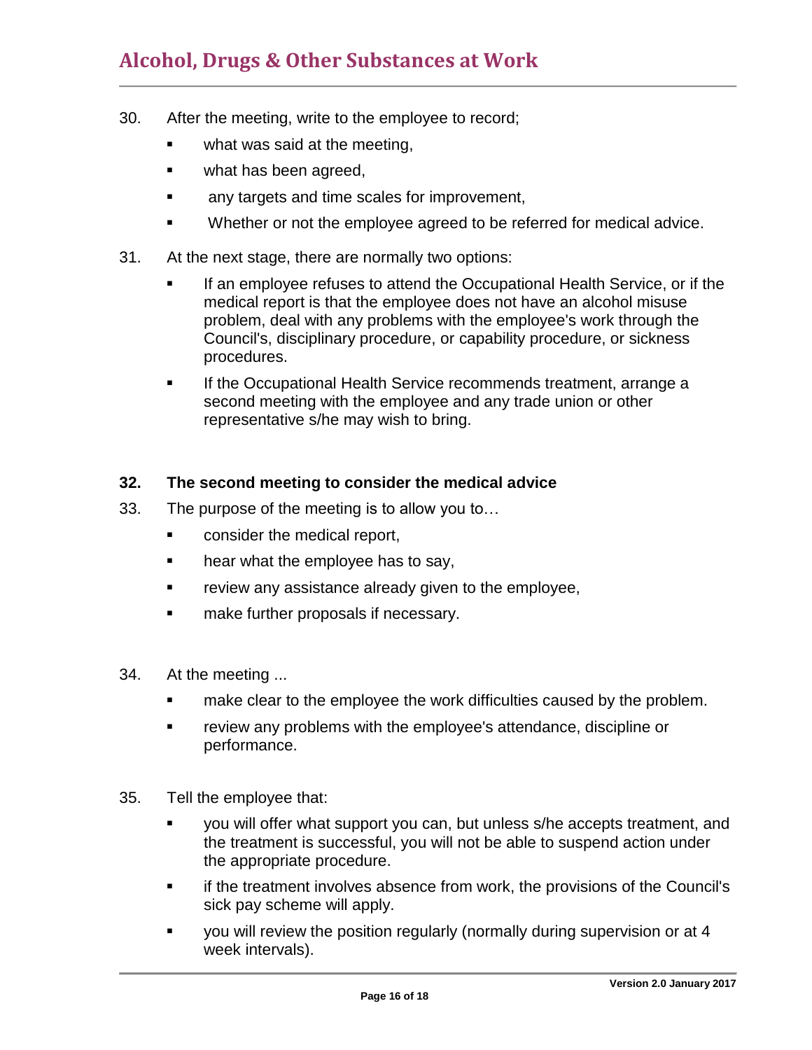30. After the meeting, write to the employee to record;

    - what was said at the meeting,
    - what has been agreed,
    - any targets and time scales for improvement,
    - Whether or not the employee agreed to be referred for medical advice.

31. At the next stage, there are normally two options:

    - If an employee refuses to attend the Occupational Health Service, or if the medical report is that the employee does not have an alcohol misuse problem, deal with any problems with the employee's work through the Council's, disciplinary procedure, or capability procedure, or sickness procedures.
    - If the Occupational Health Service recommends treatment, arrange a second meeting with the employee and any trade union or other representative s/he may wish to bring.

**32. The second meeting to consider the medical advice**

33. The purpose of the meeting is to allow you to…

    - consider the medical report,
    - hear what the employee has to say,
    - review any assistance already given to the employee,
    - make further proposals if necessary.

34. At the meeting ...

    - make clear to the employee the work difficulties caused by the problem.
    - review any problems with the employee's attendance, discipline or performance.

35. Tell the employee that:

    - you will offer what support you can, but unless s/he accepts treatment, and the treatment is successful, you will not be able to suspend action under the appropriate procedure.
    - if the treatment involves absence from work, the provisions of the Council's sick pay scheme will apply.
    - you will review the position regularly (normally during supervision or at 4 week intervals).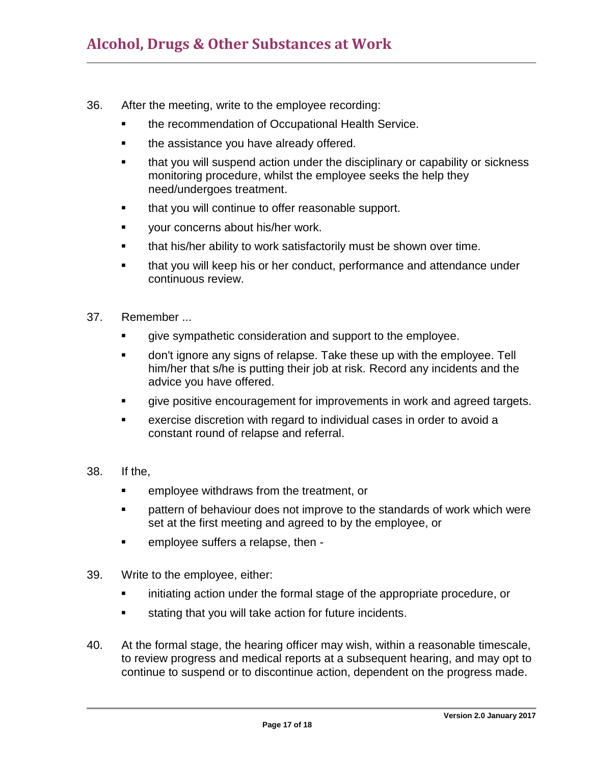36. After the meeting, write to the employee recording:
    - the recommendation of Occupational Health Service.
    - the assistance you have already offered.
    - that you will suspend action under the disciplinary or capability or sickness monitoring procedure, whilst the employee seeks the help they need/undergoes treatment.
    - that you will continue to offer reasonable support.
    - your concerns about his/her work.
    - that his/her ability to work satisfactorily must be shown over time.
    - that you will keep his or her conduct, performance and attendance under continuous review.

37. Remember ...
    - give sympathetic consideration and support to the employee.
    - don't ignore any signs of relapse. Take these up with the employee. Tell him/her that s/he is putting their job at risk. Record any incidents and the advice you have offered.
    - give positive encouragement for improvements in work and agreed targets.
    - exercise discretion with regard to individual cases in order to avoid a constant round of relapse and referral.

38. If the,
    - employee withdraws from the treatment, or
    - pattern of behaviour does not improve to the standards of work which were set at the first meeting and agreed to by the employee, or
    - employee suffers a relapse, then -

39. Write to the employee, either:
    - initiating action under the formal stage of the appropriate procedure, or
    - stating that you will take action for future incidents.

40. At the formal stage, the hearing officer may wish, within a reasonable timescale, to review progress and medical reports at a subsequent hearing, and may opt to continue to suspend or to discontinue action, dependent on the progress made.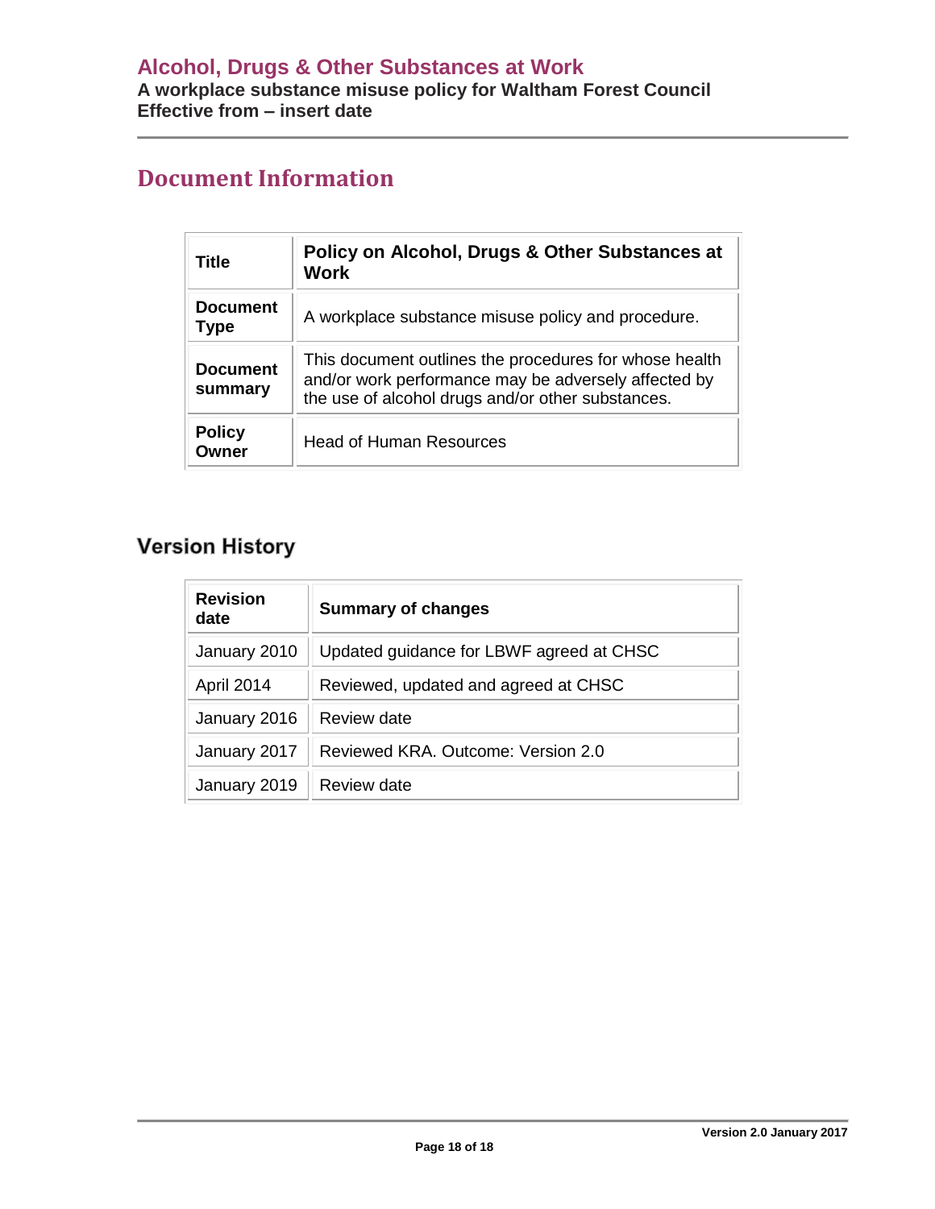# Document Information

| | |
|---|---|
| **Title** | **Policy on Alcohol, Drugs & Other Substances at Work** |
| **Document Type** | A workplace substance misuse policy and procedure. |
| **Document summary** | This document outlines the procedures for whose health and/or work performance may be adversely affected by the use of alcohol drugs and/or other substances. |
| **Policy Owner** | Head of Human Resources |

## Version History

| Revision date | Summary of changes |
|---|---|
| January 2010 | Updated guidance for LBWF agreed at CHSC |
| April 2014 | Reviewed, updated and agreed at CHSC |
| January 2016 | Review date |
| January 2017 | Reviewed KRA. Outcome: Version 2.0 |
| January 2019 | Review date |